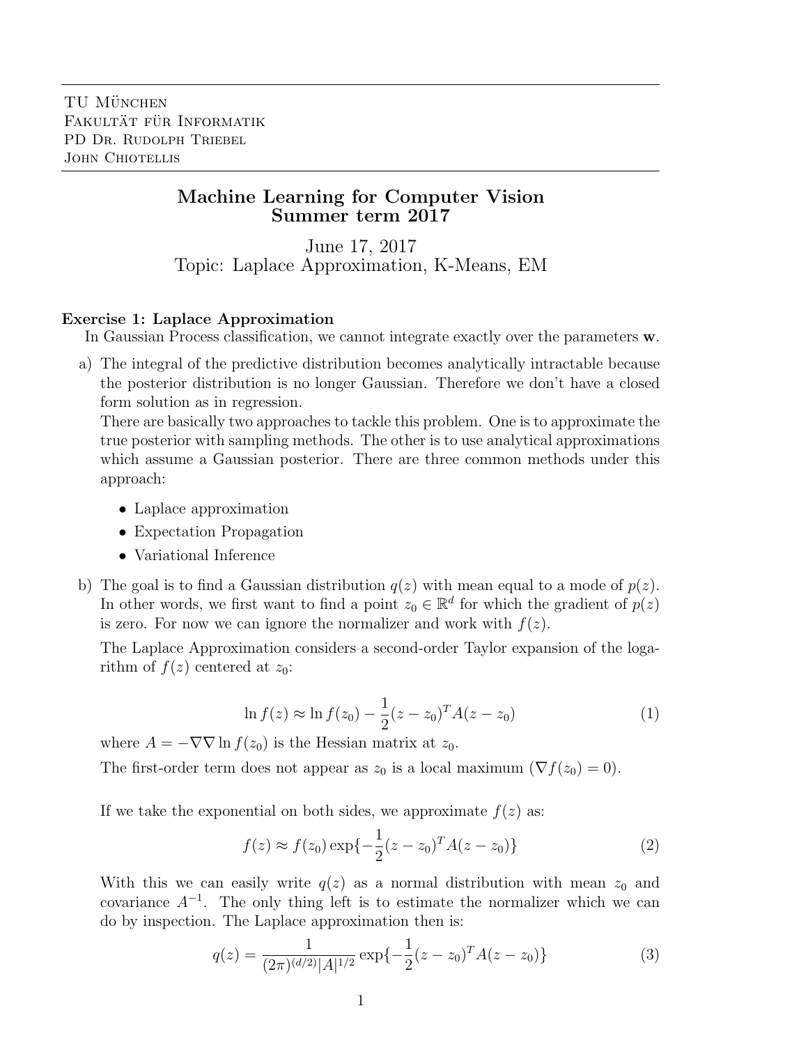TU München
Fakultät für Informatik
PD Dr. Rudolph Triebel
John Chiotellis

# Machine Learning for Computer Vision
## Summer term 2017

June 17, 2017
Topic: Laplace Approximation, K-Means, EM

**Exercise 1: Laplace Approximation**

In Gaussian Process classification, we cannot integrate exactly over the parameters $\mathbf{w}$.

a) The integral of the predictive distribution becomes analytically intractable because the posterior distribution is no longer Gaussian. Therefore we don't have a closed form solution as in regression.

There are basically two approaches to tackle this problem. One is to approximate the true posterior with sampling methods. The other is to use analytical approximations which assume a Gaussian posterior. There are three common methods under this approach:

- Laplace approximation
- Expectation Propagation
- Variational Inference

b) The goal is to find a Gaussian distribution $q(z)$ with mean equal to a mode of $p(z)$. In other words, we first want to find a point $z_0 \in \mathbb{R}^d$ for which the gradient of $p(z)$ is zero. For now we can ignore the normalizer and work with $f(z)$.

The Laplace Approximation considers a second-order Taylor expansion of the logarithm of $f(z)$ centered at $z_0$:

$$\ln f(z) \approx \ln f(z_0) - \frac{1}{2}(z - z_0)^T A(z - z_0) \tag{1}$$

where $A = -\nabla\nabla \ln f(z_0)$ is the Hessian matrix at $z_0$.

The first-order term does not appear as $z_0$ is a local maximum ($\nabla f(z_0) = 0$).

If we take the exponential on both sides, we approximate $f(z)$ as:

$$f(z) \approx f(z_0) \exp\{-\frac{1}{2}(z - z_0)^T A(z - z_0)\} \tag{2}$$

With this we can easily write $q(z)$ as a normal distribution with mean $z_0$ and covariance $A^{-1}$. The only thing left is to estimate the normalizer which we can do by inspection. The Laplace approximation then is:

$$q(z) = \frac{1}{(2\pi)^{(d/2)}|A|^{1/2}} \exp\{-\frac{1}{2}(z - z_0)^T A(z - z_0)\} \tag{3}$$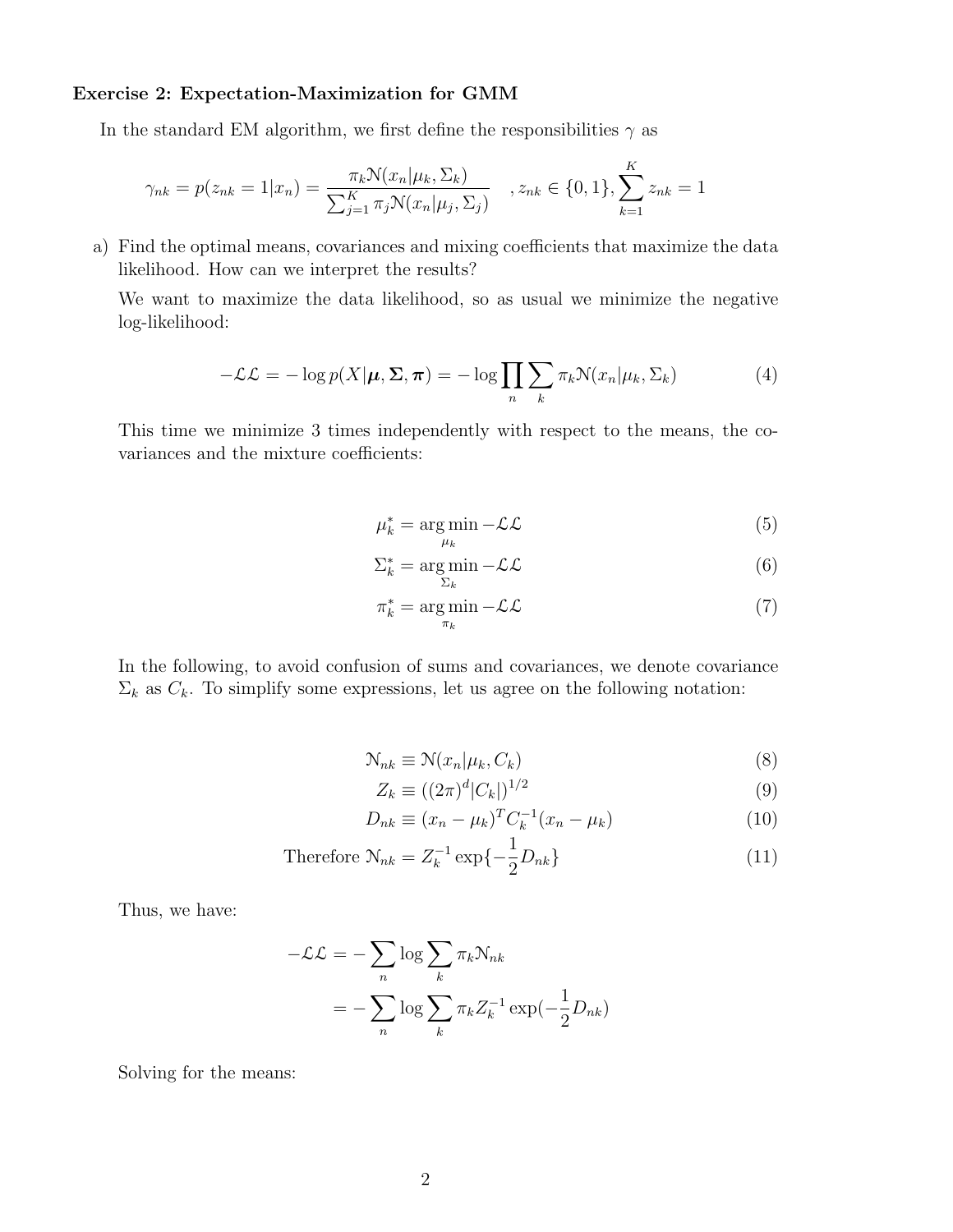**Exercise 2: Expectation-Maximization for GMM**

In the standard EM algorithm, we first define the responsibilities $\gamma$ as

$$\gamma_{nk} = p(z_{nk} = 1|x_n) = \frac{\pi_k \mathcal{N}(x_n|\mu_k, \Sigma_k)}{\sum_{j=1}^{K} \pi_j \mathcal{N}(x_n|\mu_j, \Sigma_j)} \quad , z_{nk} \in \{0, 1\}, \sum_{k=1}^{K} z_{nk} = 1$$

a) Find the optimal means, covariances and mixing coefficients that maximize the data likelihood. How can we interpret the results?

We want to maximize the data likelihood, so as usual we minimize the negative log-likelihood:

$$-\mathcal{LL} = -\log p(X|\boldsymbol{\mu}, \boldsymbol{\Sigma}, \boldsymbol{\pi}) = -\log \prod_n \sum_k \pi_k \mathcal{N}(x_n|\mu_k, \Sigma_k) \tag{4}$$

This time we minimize 3 times independently with respect to the means, the covariances and the mixture coefficients:

$$\mu_k^* = \arg\min_{\mu_k} -\mathcal{LL} \tag{5}$$

$$\Sigma_k^* = \arg\min_{\Sigma_k} -\mathcal{LL} \tag{6}$$

$$\pi_k^* = \arg\min_{\pi_k} -\mathcal{LL} \tag{7}$$

In the following, to avoid confusion of sums and covariances, we denote covariance $\Sigma_k$ as $C_k$. To simplify some expressions, let us agree on the following notation:

$$\mathcal{N}_{nk} \equiv \mathcal{N}(x_n|\mu_k, C_k) \tag{8}$$

$$Z_k \equiv ((2\pi)^d |C_k|)^{1/2} \tag{9}$$

$$D_{nk} \equiv (x_n - \mu_k)^T C_k^{-1} (x_n - \mu_k) \tag{10}$$

$$\text{Therefore } \mathcal{N}_{nk} = Z_k^{-1} \exp\{-\frac{1}{2} D_{nk}\} \tag{11}$$

Thus, we have:

$$\begin{aligned}
-\mathcal{LL} &= -\sum_n \log \sum_k \pi_k \mathcal{N}_{nk} \\
&= -\sum_n \log \sum_k \pi_k Z_k^{-1} \exp(-\frac{1}{2} D_{nk})
\end{aligned}$$

Solving for the means: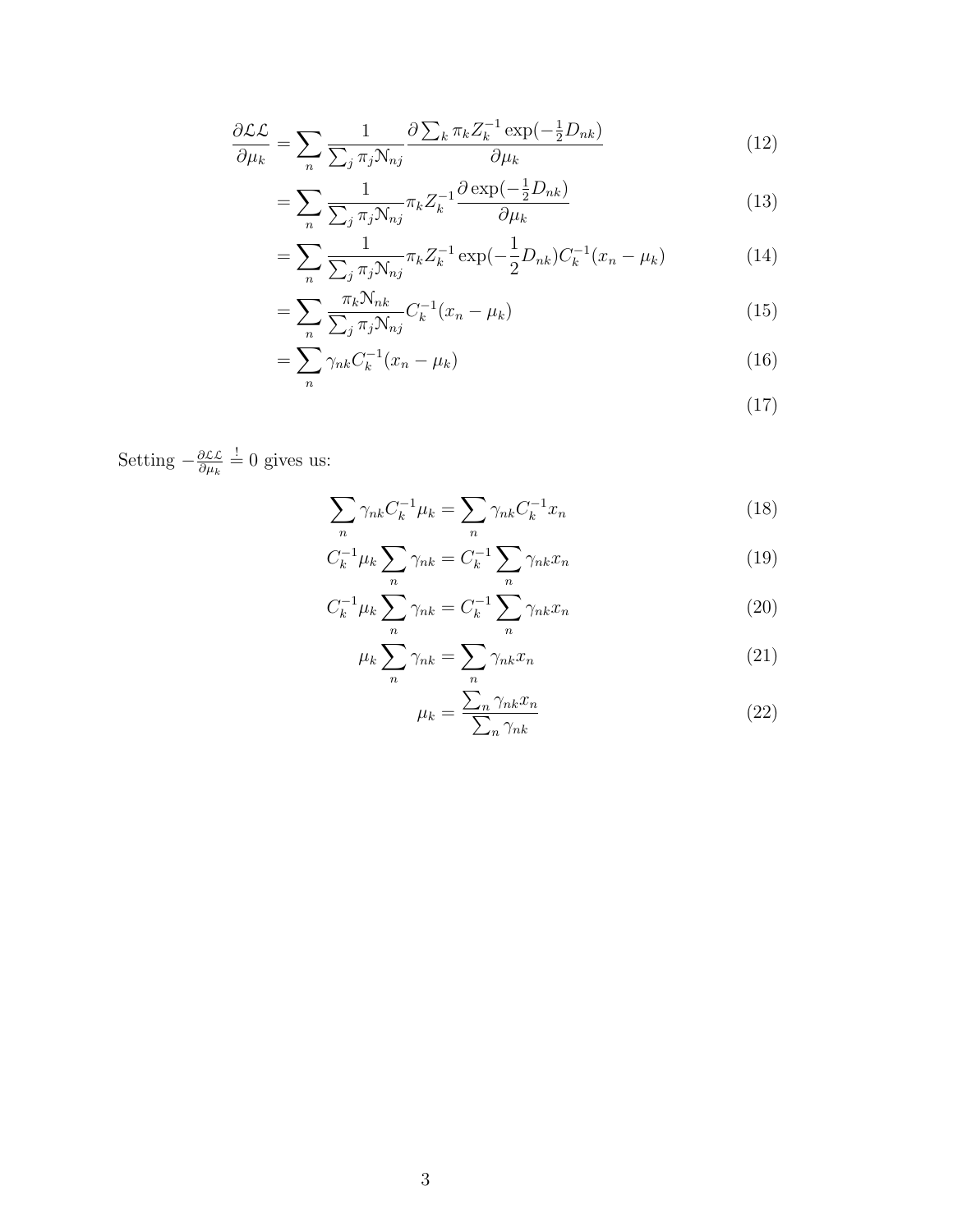$$\frac{\partial \mathcal{LL}}{\partial \mu_k} = \sum_n \frac{1}{\sum_j \pi_j \mathcal{N}_{nj}} \frac{\partial \sum_k \pi_k Z_k^{-1} \exp(-\frac{1}{2} D_{nk})}{\partial \mu_k} \tag{12}$$

$$= \sum_n \frac{1}{\sum_j \pi_j \mathcal{N}_{nj}} \pi_k Z_k^{-1} \frac{\partial \exp(-\frac{1}{2} D_{nk})}{\partial \mu_k} \tag{13}$$

$$= \sum_n \frac{1}{\sum_j \pi_j \mathcal{N}_{nj}} \pi_k Z_k^{-1} \exp(-\frac{1}{2} D_{nk}) C_k^{-1}(x_n - \mu_k) \tag{14}$$

$$= \sum_n \frac{\pi_k \mathcal{N}_{nk}}{\sum_j \pi_j \mathcal{N}_{nj}} C_k^{-1}(x_n - \mu_k) \tag{15}$$

$$= \sum_n \gamma_{nk} C_k^{-1}(x_n - \mu_k) \tag{16}$$

$$\tag{17}$$

Setting $-\frac{\partial \mathcal{LL}}{\partial \mu_k} \stackrel{!}{=} 0$ gives us:

$$\sum_n \gamma_{nk} C_k^{-1} \mu_k = \sum_n \gamma_{nk} C_k^{-1} x_n \tag{18}$$

$$C_k^{-1} \mu_k \sum_n \gamma_{nk} = C_k^{-1} \sum_n \gamma_{nk} x_n \tag{19}$$

$$C_k^{-1} \mu_k \sum_n \gamma_{nk} = C_k^{-1} \sum_n \gamma_{nk} x_n \tag{20}$$

$$\mu_k \sum_n \gamma_{nk} = \sum_n \gamma_{nk} x_n \tag{21}$$

$$\mu_k = \frac{\sum_n \gamma_{nk} x_n}{\sum_n \gamma_{nk}} \tag{22}$$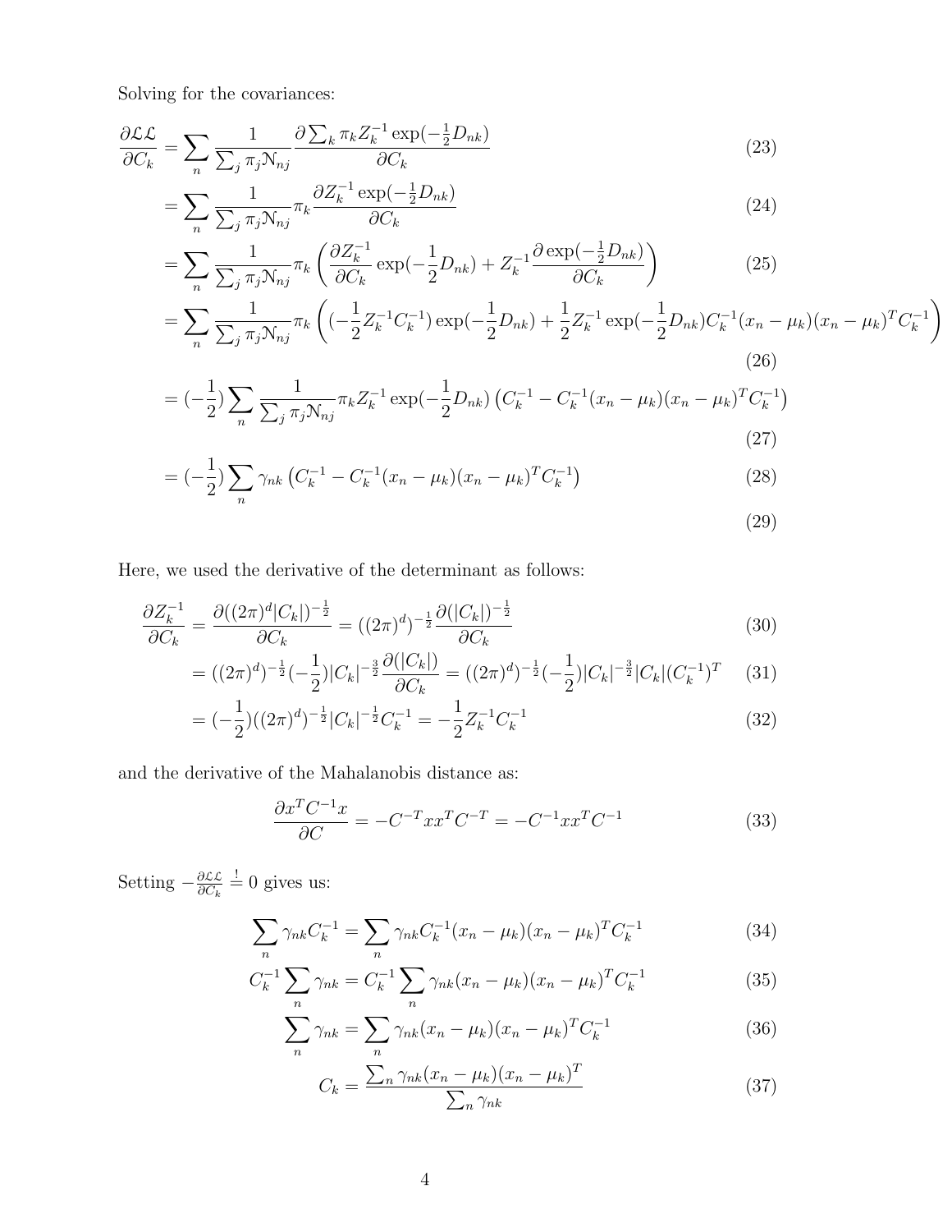Solving for the covariances:

$$
\begin{aligned}
\frac{\partial \mathcal{LL}}{\partial C_k} &= \sum_n \frac{1}{\sum_j \pi_j \mathcal{N}_{nj}} \frac{\partial \sum_k \pi_k Z_k^{-1} \exp(-\frac{1}{2} D_{nk})}{\partial C_k} && (23) \\
&= \sum_n \frac{1}{\sum_j \pi_j \mathcal{N}_{nj}} \pi_k \frac{\partial Z_k^{-1} \exp(-\frac{1}{2} D_{nk})}{\partial C_k} && (24) \\
&= \sum_n \frac{1}{\sum_j \pi_j \mathcal{N}_{nj}} \pi_k \left( \frac{\partial Z_k^{-1}}{\partial C_k} \exp(-\frac{1}{2} D_{nk}) + Z_k^{-1} \frac{\partial \exp(-\frac{1}{2} D_{nk})}{\partial C_k} \right) && (25) \\
&= \sum_n \frac{1}{\sum_j \pi_j \mathcal{N}_{nj}} \pi_k \left( (-\frac{1}{2} Z_k^{-1} C_k^{-1}) \exp(-\frac{1}{2} D_{nk}) + \frac{1}{2} Z_k^{-1} \exp(-\frac{1}{2} D_{nk}) C_k^{-1} (x_n - \mu_k)(x_n - \mu_k)^T C_k^{-1} \right) && (26) \\
&= (-\frac{1}{2}) \sum_n \frac{1}{\sum_j \pi_j \mathcal{N}_{nj}} \pi_k Z_k^{-1} \exp(-\frac{1}{2} D_{nk}) \left( C_k^{-1} - C_k^{-1} (x_n - \mu_k)(x_n - \mu_k)^T C_k^{-1} \right) && (27) \\
&= (-\frac{1}{2}) \sum_n \gamma_{nk} \left( C_k^{-1} - C_k^{-1} (x_n - \mu_k)(x_n - \mu_k)^T C_k^{-1} \right) && (28) \\
& && (29)
\end{aligned}
$$

Here, we used the derivative of the determinant as follows:

$$
\begin{aligned}
\frac{\partial Z_k^{-1}}{\partial C_k} &= \frac{\partial ((2\pi)^d |C_k|)^{-\frac{1}{2}}}{\partial C_k} = ((2\pi)^d)^{-\frac{1}{2}} \frac{\partial (|C_k|)^{-\frac{1}{2}}}{\partial C_k} && (30) \\
&= ((2\pi)^d)^{-\frac{1}{2}} (-\frac{1}{2}) |C_k|^{-\frac{3}{2}} \frac{\partial (|C_k|)}{\partial C_k} = ((2\pi)^d)^{-\frac{1}{2}} (-\frac{1}{2}) |C_k|^{-\frac{3}{2}} |C_k| (C_k^{-1})^T && (31) \\
&= (-\frac{1}{2}) ((2\pi)^d)^{-\frac{1}{2}} |C_k|^{-\frac{1}{2}} C_k^{-1} = -\frac{1}{2} Z_k^{-1} C_k^{-1} && (32)
\end{aligned}
$$

and the derivative of the Mahalanobis distance as:

$$
\frac{\partial x^T C^{-1} x}{\partial C} = -C^{-T} x x^T C^{-T} = -C^{-1} x x^T C^{-1} \qquad (33)
$$

Setting $-\frac{\partial \mathcal{LL}}{\partial C_k} \overset{!}{=} 0$ gives us:

$$
\begin{aligned}
\sum_n \gamma_{nk} C_k^{-1} &= \sum_n \gamma_{nk} C_k^{-1} (x_n - \mu_k)(x_n - \mu_k)^T C_k^{-1} && (34) \\
C_k^{-1} \sum_n \gamma_{nk} &= C_k^{-1} \sum_n \gamma_{nk} (x_n - \mu_k)(x_n - \mu_k)^T C_k^{-1} && (35) \\
\sum_n \gamma_{nk} &= \sum_n \gamma_{nk} (x_n - \mu_k)(x_n - \mu_k)^T C_k^{-1} && (36) \\
C_k &= \frac{\sum_n \gamma_{nk} (x_n - \mu_k)(x_n - \mu_k)^T}{\sum_n \gamma_{nk}} && (37)
\end{aligned}
$$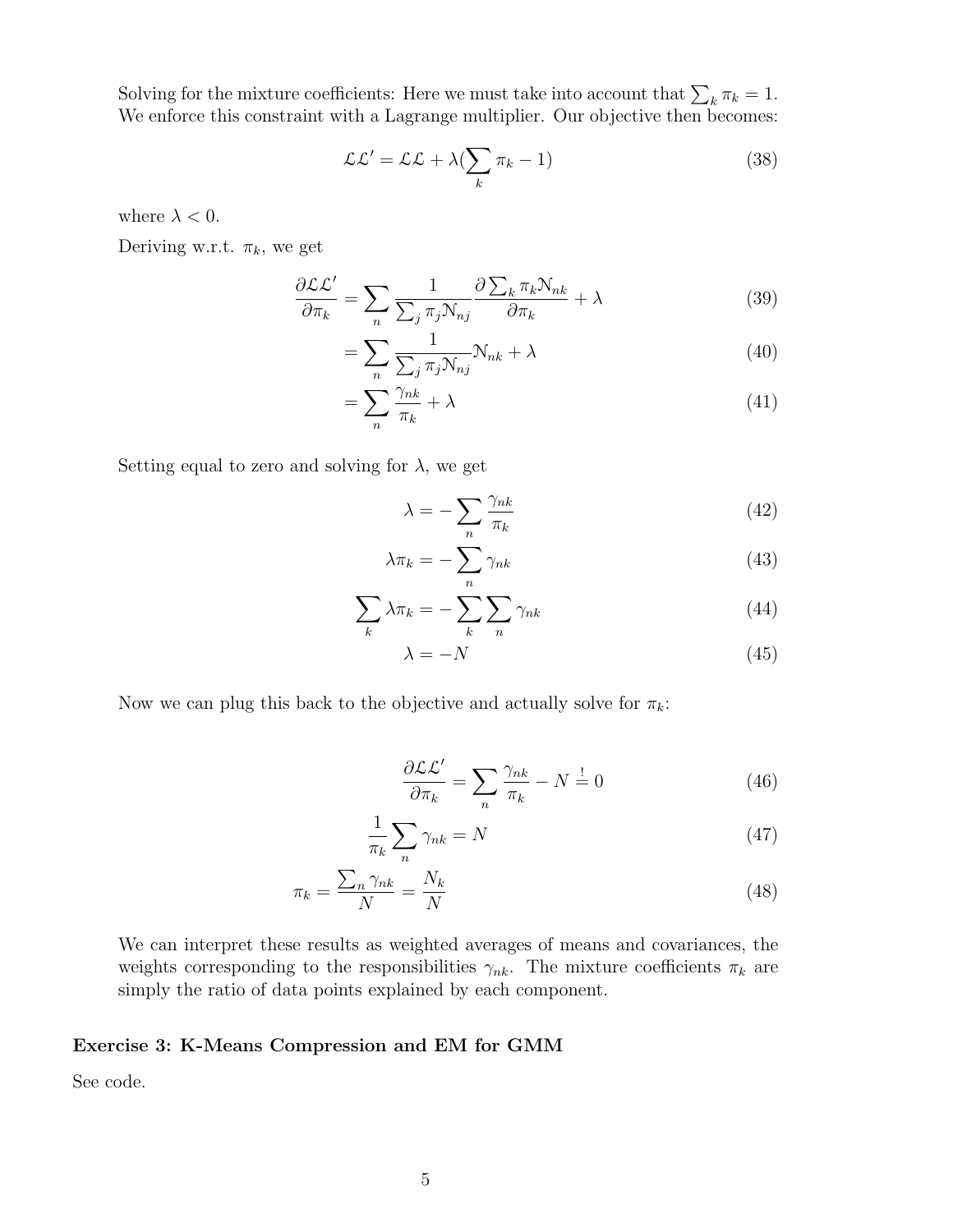Solving for the mixture coefficients: Here we must take into account that $\sum_k \pi_k = 1$. We enforce this constraint with a Lagrange multiplier. Our objective then becomes:

$$\mathcal{LL}' = \mathcal{LL} + \lambda(\sum_k \pi_k - 1) \tag{38}$$

where $\lambda < 0$.

Deriving w.r.t. $\pi_k$, we get

$$\frac{\partial \mathcal{LL}'}{\partial \pi_k} = \sum_n \frac{1}{\sum_j \pi_j \mathcal{N}_{nj}} \frac{\partial \sum_k \pi_k \mathcal{N}_{nk}}{\partial \pi_k} + \lambda \tag{39}$$

$$= \sum_n \frac{1}{\sum_j \pi_j \mathcal{N}_{nj}} \mathcal{N}_{nk} + \lambda \tag{40}$$

$$= \sum_n \frac{\gamma_{nk}}{\pi_k} + \lambda \tag{41}$$

Setting equal to zero and solving for $\lambda$, we get

$$\lambda = -\sum_n \frac{\gamma_{nk}}{\pi_k} \tag{42}$$

$$\lambda \pi_k = -\sum_n \gamma_{nk} \tag{43}$$

$$\sum_k \lambda \pi_k = -\sum_k \sum_n \gamma_{nk} \tag{44}$$

$$\lambda = -N \tag{45}$$

Now we can plug this back to the objective and actually solve for $\pi_k$:

$$\frac{\partial \mathcal{LL}'}{\partial \pi_k} = \sum_n \frac{\gamma_{nk}}{\pi_k} - N \overset{!}{=} 0 \tag{46}$$

$$\frac{1}{\pi_k} \sum_n \gamma_{nk} = N \tag{47}$$

$$\pi_k = \frac{\sum_n \gamma_{nk}}{N} = \frac{N_k}{N} \tag{48}$$

We can interpret these results as weighted averages of means and covariances, the weights corresponding to the responsibilities $\gamma_{nk}$. The mixture coefficients $\pi_k$ are simply the ratio of data points explained by each component.

### Exercise 3: K-Means Compression and EM for GMM

See code.